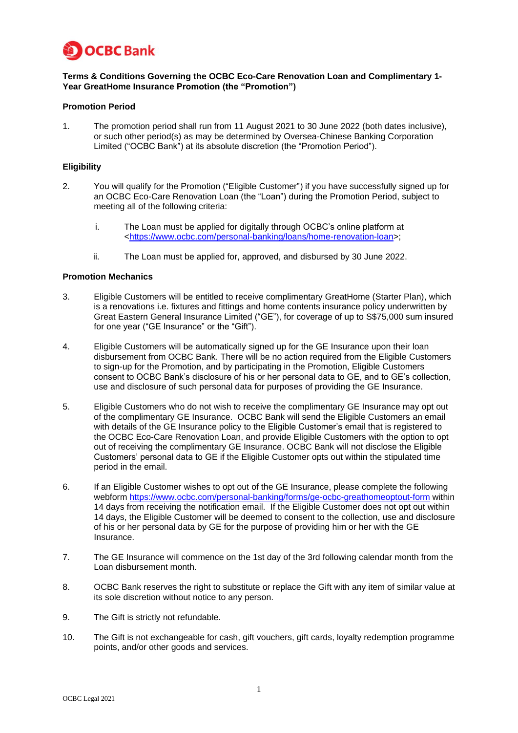**Terms & Conditions Governing the OCBC Eco-Care Renovation Loan and Complimentary 1-Year GreatHome Insurance Promotion (the "Promotion")**

**Promotion Period**

1. The promotion period shall run from 11 August 2021 to 30 June 2022 (both dates inclusive), or such other period(s) as may be determined by Oversea-Chinese Banking Corporation Limited ("OCBC Bank") at its absolute discretion (the "Promotion Period").

**Eligibility**

2. You will qualify for the Promotion ("Eligible Customer") if you have successfully signed up for an OCBC Eco-Care Renovation Loan (the "Loan") during the Promotion Period, subject to meeting all of the following criteria:

   i. The Loan must be applied for digitally through OCBC's online platform at <https://www.ocbc.com/personal-banking/loans/home-renovation-loan>;

   ii. The Loan must be applied for, approved, and disbursed by 30 June 2022.

**Promotion Mechanics**

3. Eligible Customers will be entitled to receive complimentary GreatHome (Starter Plan), which is a renovations i.e. fixtures and fittings and home contents insurance policy underwritten by Great Eastern General Insurance Limited ("GE"), for coverage of up to S$75,000 sum insured for one year ("GE Insurance" or the "Gift").

4. Eligible Customers will be automatically signed up for the GE Insurance upon their loan disbursement from OCBC Bank. There will be no action required from the Eligible Customers to sign-up for the Promotion, and by participating in the Promotion, Eligible Customers consent to OCBC Bank's disclosure of his or her personal data to GE, and to GE's collection, use and disclosure of such personal data for purposes of providing the GE Insurance.

5. Eligible Customers who do not wish to receive the complimentary GE Insurance may opt out of the complimentary GE Insurance. OCBC Bank will send the Eligible Customers an email with details of the GE Insurance policy to the Eligible Customer's email that is registered to the OCBC Eco-Care Renovation Loan, and provide Eligible Customers with the option to opt out of receiving the complimentary GE Insurance. OCBC Bank will not disclose the Eligible Customers' personal data to GE if the Eligible Customer opts out within the stipulated time period in the email.

6. If an Eligible Customer wishes to opt out of the GE Insurance, please complete the following webform https://www.ocbc.com/personal-banking/forms/ge-ocbc-greathomeoptout-form within 14 days from receiving the notification email. If the Eligible Customer does not opt out within 14 days, the Eligible Customer will be deemed to consent to the collection, use and disclosure of his or her personal data by GE for the purpose of providing him or her with the GE Insurance.

7. The GE Insurance will commence on the 1st day of the 3rd following calendar month from the Loan disbursement month.

8. OCBC Bank reserves the right to substitute or replace the Gift with any item of similar value at its sole discretion without notice to any person.

9. The Gift is strictly not refundable.

10. The Gift is not exchangeable for cash, gift vouchers, gift cards, loyalty redemption programme points, and/or other goods and services.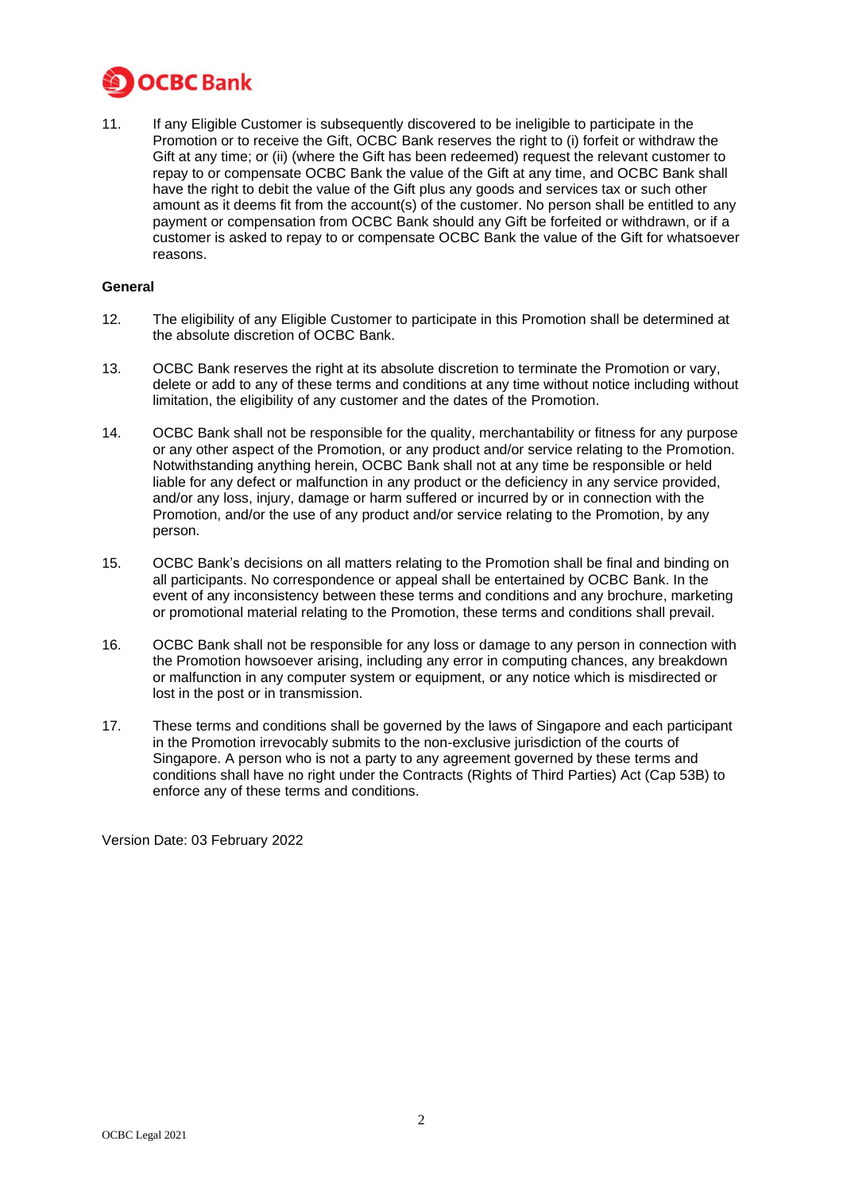11. If any Eligible Customer is subsequently discovered to be ineligible to participate in the Promotion or to receive the Gift, OCBC Bank reserves the right to (i) forfeit or withdraw the Gift at any time; or (ii) (where the Gift has been redeemed) request the relevant customer to repay to or compensate OCBC Bank the value of the Gift at any time, and OCBC Bank shall have the right to debit the value of the Gift plus any goods and services tax or such other amount as it deems fit from the account(s) of the customer. No person shall be entitled to any payment or compensation from OCBC Bank should any Gift be forfeited or withdrawn, or if a customer is asked to repay to or compensate OCBC Bank the value of the Gift for whatsoever reasons.

**General**

12. The eligibility of any Eligible Customer to participate in this Promotion shall be determined at the absolute discretion of OCBC Bank.

13. OCBC Bank reserves the right at its absolute discretion to terminate the Promotion or vary, delete or add to any of these terms and conditions at any time without notice including without limitation, the eligibility of any customer and the dates of the Promotion.

14. OCBC Bank shall not be responsible for the quality, merchantability or fitness for any purpose or any other aspect of the Promotion, or any product and/or service relating to the Promotion. Notwithstanding anything herein, OCBC Bank shall not at any time be responsible or held liable for any defect or malfunction in any product or the deficiency in any service provided, and/or any loss, injury, damage or harm suffered or incurred by or in connection with the Promotion, and/or the use of any product and/or service relating to the Promotion, by any person.

15. OCBC Bank's decisions on all matters relating to the Promotion shall be final and binding on all participants. No correspondence or appeal shall be entertained by OCBC Bank. In the event of any inconsistency between these terms and conditions and any brochure, marketing or promotional material relating to the Promotion, these terms and conditions shall prevail.

16. OCBC Bank shall not be responsible for any loss or damage to any person in connection with the Promotion howsoever arising, including any error in computing chances, any breakdown or malfunction in any computer system or equipment, or any notice which is misdirected or lost in the post or in transmission.

17. These terms and conditions shall be governed by the laws of Singapore and each participant in the Promotion irrevocably submits to the non-exclusive jurisdiction of the courts of Singapore. A person who is not a party to any agreement governed by these terms and conditions shall have no right under the Contracts (Rights of Third Parties) Act (Cap 53B) to enforce any of these terms and conditions.

Version Date: 03 February 2022